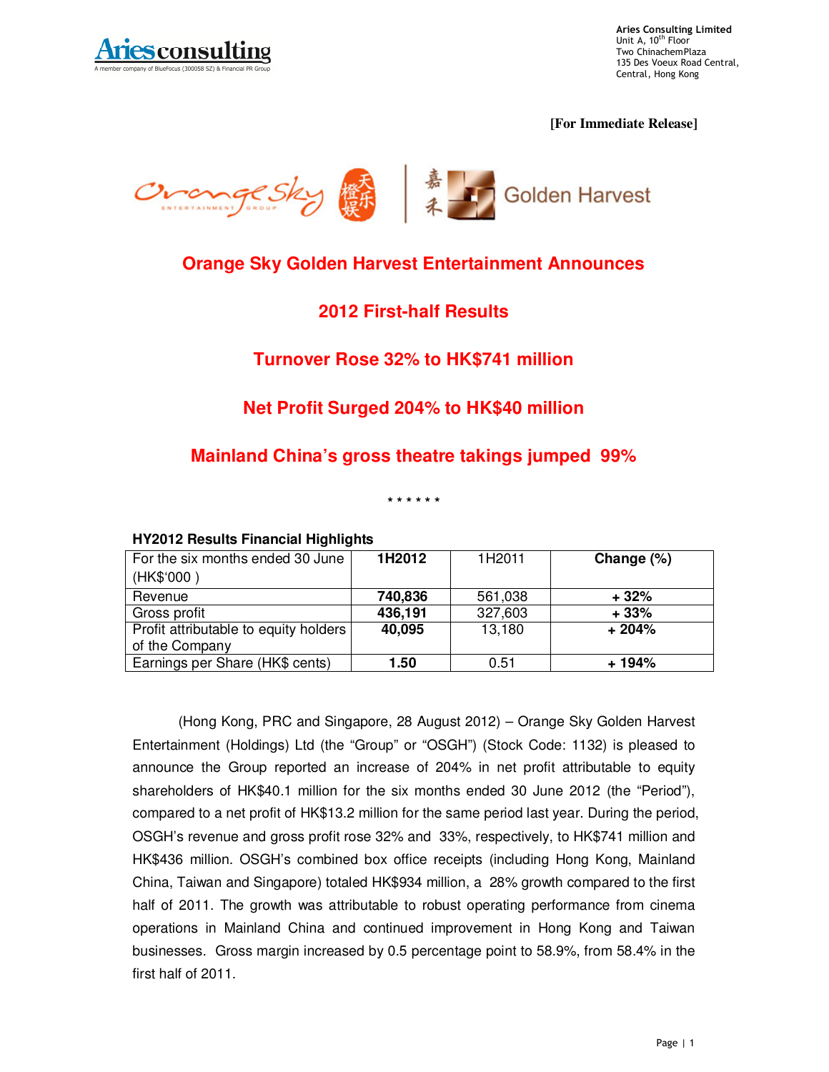Aries Consulting Limited
Unit A, 10th Floor
Two ChinachemPlaza
135 Des Voeux Road Central,
Central, Hong Kong

**[For Immediate Release]**

# Orange Sky Golden Harvest Entertainment Announces

## 2012 First-half Results

## Turnover Rose 32% to HK$741 million

## Net Profit Surged 204% to HK$40 million

## Mainland China's gross theatre takings jumped 99%

\* \* \* \* \* \*

**HY2012 Results Financial Highlights**

| For the six months ended 30 June (HK$'000 ) | **1H2012** | 1H2011 | **Change (%)** |
|---|---|---|---|
| Revenue | **740,836** | 561,038 | **+ 32%** |
| Gross profit | **436,191** | 327,603 | **+ 33%** |
| Profit attributable to equity holders of the Company | **40,095** | 13,180 | **+ 204%** |
| Earnings per Share (HK$ cents) | **1.50** | 0.51 | **+ 194%** |

(Hong Kong, PRC and Singapore, 28 August 2012) – Orange Sky Golden Harvest Entertainment (Holdings) Ltd (the "Group" or "OSGH") (Stock Code: 1132) is pleased to announce the Group reported an increase of 204% in net profit attributable to equity shareholders of HK$40.1 million for the six months ended 30 June 2012 (the "Period"), compared to a net profit of HK$13.2 million for the same period last year. During the period, OSGH's revenue and gross profit rose 32% and 33%, respectively, to HK$741 million and HK$436 million. OSGH's combined box office receipts (including Hong Kong, Mainland China, Taiwan and Singapore) totaled HK$934 million, a 28% growth compared to the first half of 2011. The growth was attributable to robust operating performance from cinema operations in Mainland China and continued improvement in Hong Kong and Taiwan businesses. Gross margin increased by 0.5 percentage point to 58.9%, from 58.4% in the first half of 2011.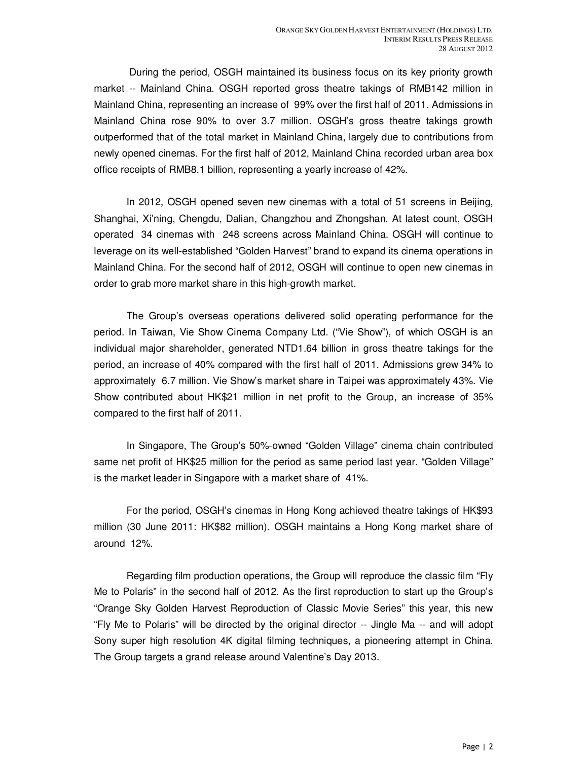During the period, OSGH maintained its business focus on its key priority growth market -- Mainland China. OSGH reported gross theatre takings of RMB142 million in Mainland China, representing an increase of 99% over the first half of 2011. Admissions in Mainland China rose 90% to over 3.7 million. OSGH's gross theatre takings growth outperformed that of the total market in Mainland China, largely due to contributions from newly opened cinemas. For the first half of 2012, Mainland China recorded urban area box office receipts of RMB8.1 billion, representing a yearly increase of 42%.

In 2012, OSGH opened seven new cinemas with a total of 51 screens in Beijing, Shanghai, Xi'ning, Chengdu, Dalian, Changzhou and Zhongshan. At latest count, OSGH operated 34 cinemas with 248 screens across Mainland China. OSGH will continue to leverage on its well-established "Golden Harvest" brand to expand its cinema operations in Mainland China. For the second half of 2012, OSGH will continue to open new cinemas in order to grab more market share in this high-growth market.

The Group's overseas operations delivered solid operating performance for the period. In Taiwan, Vie Show Cinema Company Ltd. ("Vie Show"), of which OSGH is an individual major shareholder, generated NTD1.64 billion in gross theatre takings for the period, an increase of 40% compared with the first half of 2011. Admissions grew 34% to approximately 6.7 million. Vie Show's market share in Taipei was approximately 43%. Vie Show contributed about HK$21 million in net profit to the Group, an increase of 35% compared to the first half of 2011.

In Singapore, The Group's 50%-owned "Golden Village" cinema chain contributed same net profit of HK$25 million for the period as same period last year. "Golden Village" is the market leader in Singapore with a market share of 41%.

For the period, OSGH's cinemas in Hong Kong achieved theatre takings of HK$93 million (30 June 2011: HK$82 million). OSGH maintains a Hong Kong market share of around 12%.

Regarding film production operations, the Group will reproduce the classic film "Fly Me to Polaris" in the second half of 2012. As the first reproduction to start up the Group's "Orange Sky Golden Harvest Reproduction of Classic Movie Series" this year, this new "Fly Me to Polaris" will be directed by the original director -- Jingle Ma -- and will adopt Sony super high resolution 4K digital filming techniques, a pioneering attempt in China. The Group targets a grand release around Valentine's Day 2013.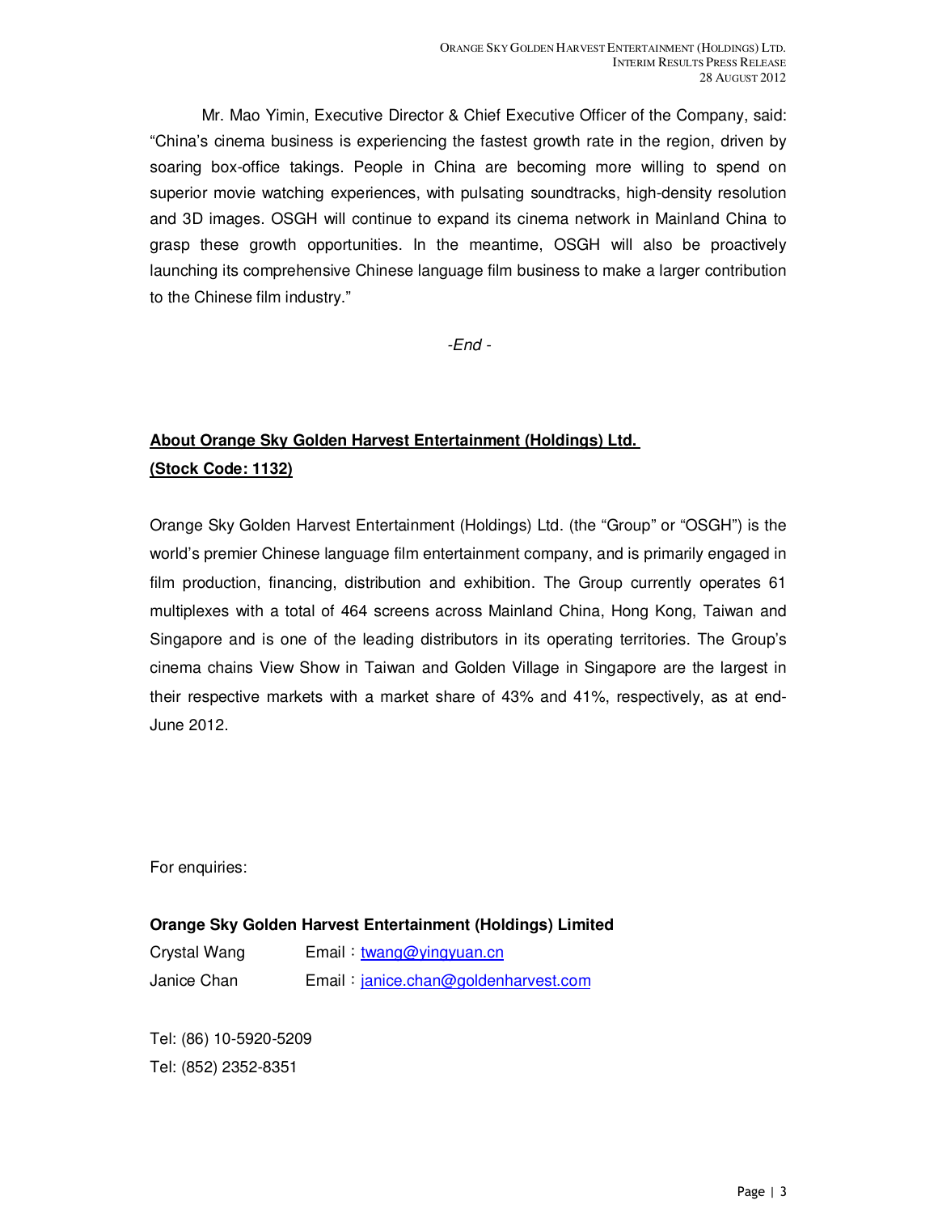Mr. Mao Yimin, Executive Director & Chief Executive Officer of the Company, said: "China's cinema business is experiencing the fastest growth rate in the region, driven by soaring box-office takings. People in China are becoming more willing to spend on superior movie watching experiences, with pulsating soundtracks, high-density resolution and 3D images. OSGH will continue to expand its cinema network in Mainland China to grasp these growth opportunities. In the meantime, OSGH will also be proactively launching its comprehensive Chinese language film business to make a larger contribution to the Chinese film industry."

*-End -*

**About Orange Sky Golden Harvest Entertainment (Holdings) Ltd. (Stock Code: 1132)**

Orange Sky Golden Harvest Entertainment (Holdings) Ltd. (the "Group" or "OSGH") is the world's premier Chinese language film entertainment company, and is primarily engaged in film production, financing, distribution and exhibition. The Group currently operates 61 multiplexes with a total of 464 screens across Mainland China, Hong Kong, Taiwan and Singapore and is one of the leading distributors in its operating territories. The Group's cinema chains View Show in Taiwan and Golden Village in Singapore are the largest in their respective markets with a market share of 43% and 41%, respectively, as at end-June 2012.

For enquiries:

**Orange Sky Golden Harvest Entertainment (Holdings) Limited**

Crystal Wang　　Email：twang@yingyuan.cn

Janice Chan　　Email：janice.chan@goldenharvest.com

Tel: (86) 10-5920-5209

Tel: (852) 2352-8351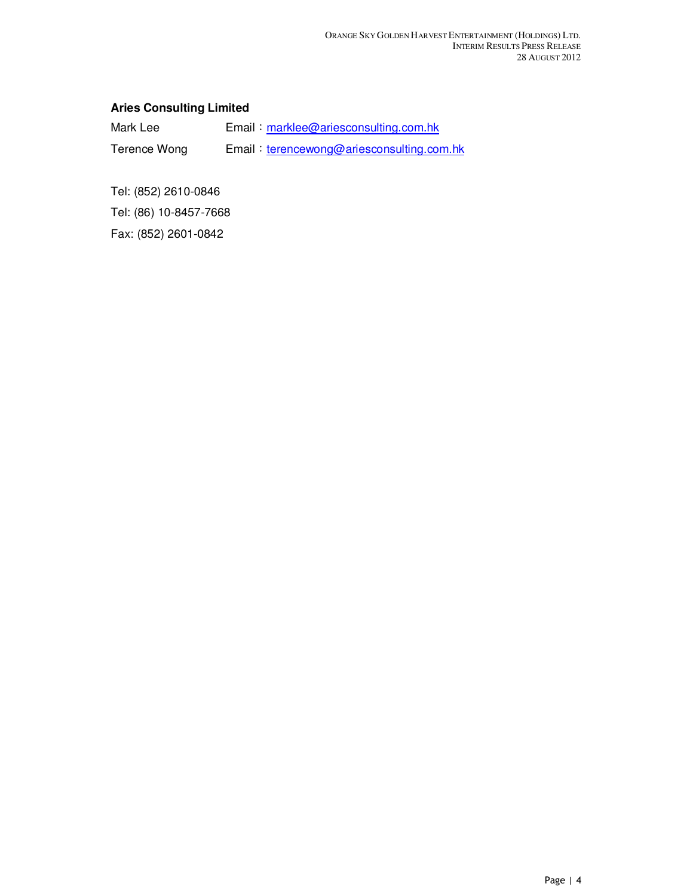**Aries Consulting Limited**

Mark Lee Email：marklee@ariesconsulting.com.hk

Terence Wong Email：terencewong@ariesconsulting.com.hk

Tel: (852) 2610-0846

Tel: (86) 10-8457-7668

Fax: (852) 2601-0842